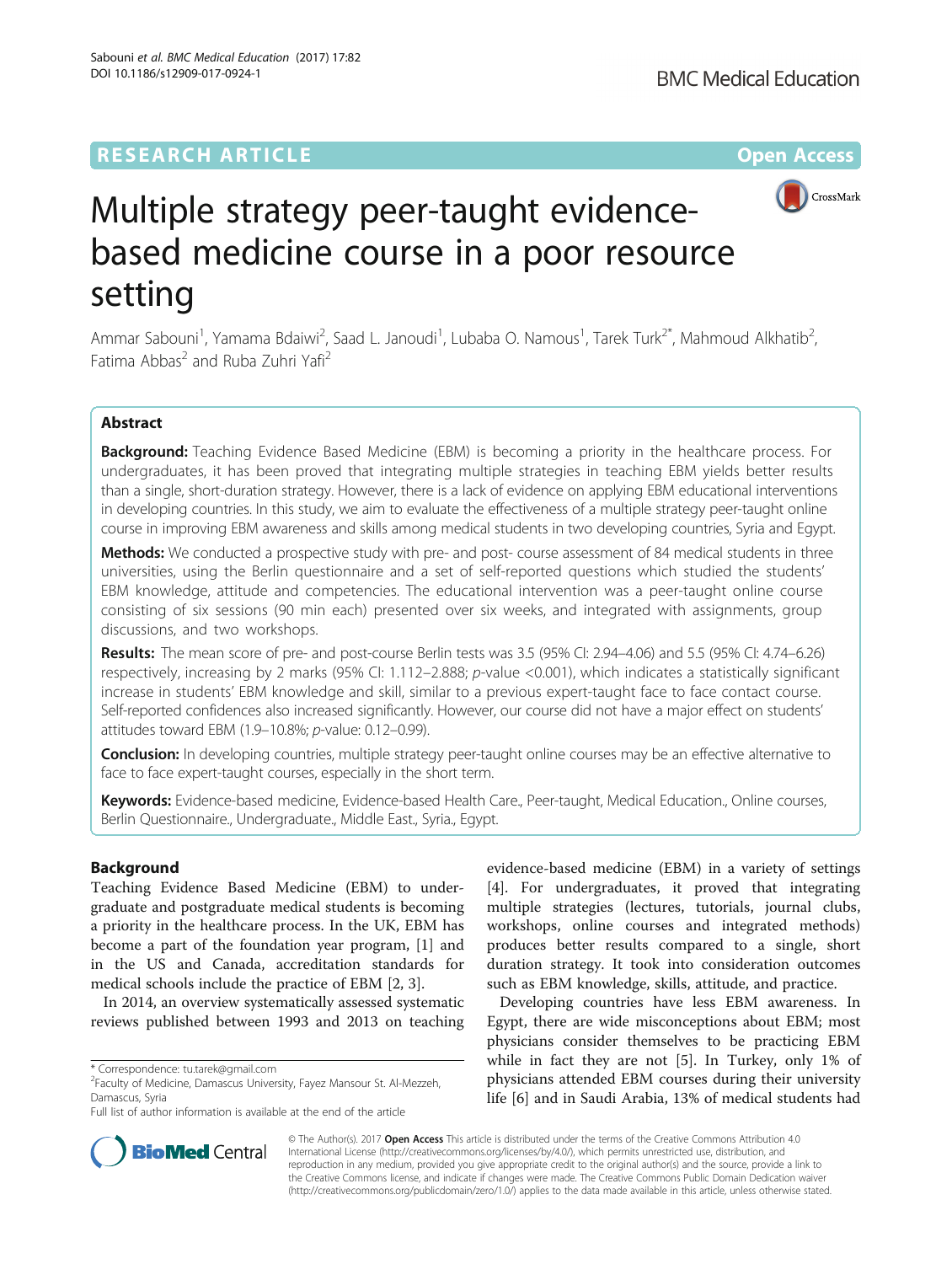RESEARCH ARTICLE

Open Access

# Multiple strategy peer-taught evidence-based medicine course in a poor resource setting

Ammar Sabouni[1], Yamama Bdaiwi[2], Saad L. Janoudi[1], Lubaba O. Namous[1], Tarek Turk[2*], Mahmoud Alkhatib[2], Fatima Abbas[2] and Ruba Zuhri Yafi[2]

## Abstract

**Background:** Teaching Evidence Based Medicine (EBM) is becoming a priority in the healthcare process. For undergraduates, it has been proved that integrating multiple strategies in teaching EBM yields better results than a single, short-duration strategy. However, there is a lack of evidence on applying EBM educational interventions in developing countries. In this study, we aim to evaluate the effectiveness of a multiple strategy peer-taught online course in improving EBM awareness and skills among medical students in two developing countries, Syria and Egypt.

**Methods:** We conducted a prospective study with pre- and post- course assessment of 84 medical students in three universities, using the Berlin questionnaire and a set of self-reported questions which studied the students' EBM knowledge, attitude and competencies. The educational intervention was a peer-taught online course consisting of six sessions (90 min each) presented over six weeks, and integrated with assignments, group discussions, and two workshops.

**Results:** The mean score of pre- and post-course Berlin tests was 3.5 (95% CI: 2.94–4.06) and 5.5 (95% CI: 4.74–6.26) respectively, increasing by 2 marks (95% CI: 1.112–2.888; *p*-value <0.001), which indicates a statistically significant increase in students' EBM knowledge and skill, similar to a previous expert-taught face to face contact course. Self-reported confidences also increased significantly. However, our course did not have a major effect on students' attitudes toward EBM (1.9–10.8%; *p*-value: 0.12–0.99).

**Conclusion:** In developing countries, multiple strategy peer-taught online courses may be an effective alternative to face to face expert-taught courses, especially in the short term.

**Keywords:** Evidence-based medicine, Evidence-based Health Care., Peer-taught, Medical Education., Online courses, Berlin Questionnaire., Undergraduate., Middle East., Syria., Egypt.

## Background

Teaching Evidence Based Medicine (EBM) to undergraduate and postgraduate medical students is becoming a priority in the healthcare process. In the UK, EBM has become a part of the foundation year program, [1] and in the US and Canada, accreditation standards for medical schools include the practice of EBM [2, 3].

In 2014, an overview systematically assessed systematic reviews published between 1993 and 2013 on teaching evidence-based medicine (EBM) in a variety of settings [4]. For undergraduates, it proved that integrating multiple strategies (lectures, tutorials, journal clubs, workshops, online courses and integrated methods) produces better results compared to a single, short duration strategy. It took into consideration outcomes such as EBM knowledge, skills, attitude, and practice.

Developing countries have less EBM awareness. In Egypt, there are wide misconceptions about EBM; most physicians consider themselves to be practicing EBM while in fact they are not [5]. In Turkey, only 1% of physicians attended EBM courses during their university life [6] and in Saudi Arabia, 13% of medical students had

\* Correspondence: tu.tarek@gmail.com
[2]Faculty of Medicine, Damascus University, Fayez Mansour St. Al-Mezzeh, Damascus, Syria
Full list of author information is available at the end of the article

© The Author(s). 2017 **Open Access** This article is distributed under the terms of the Creative Commons Attribution 4.0 International License (http://creativecommons.org/licenses/by/4.0/), which permits unrestricted use, distribution, and reproduction in any medium, provided you give appropriate credit to the original author(s) and the source, provide a link to the Creative Commons license, and indicate if changes were made. The Creative Commons Public Domain Dedication waiver (http://creativecommons.org/publicdomain/zero/1.0/) applies to the data made available in this article, unless otherwise stated.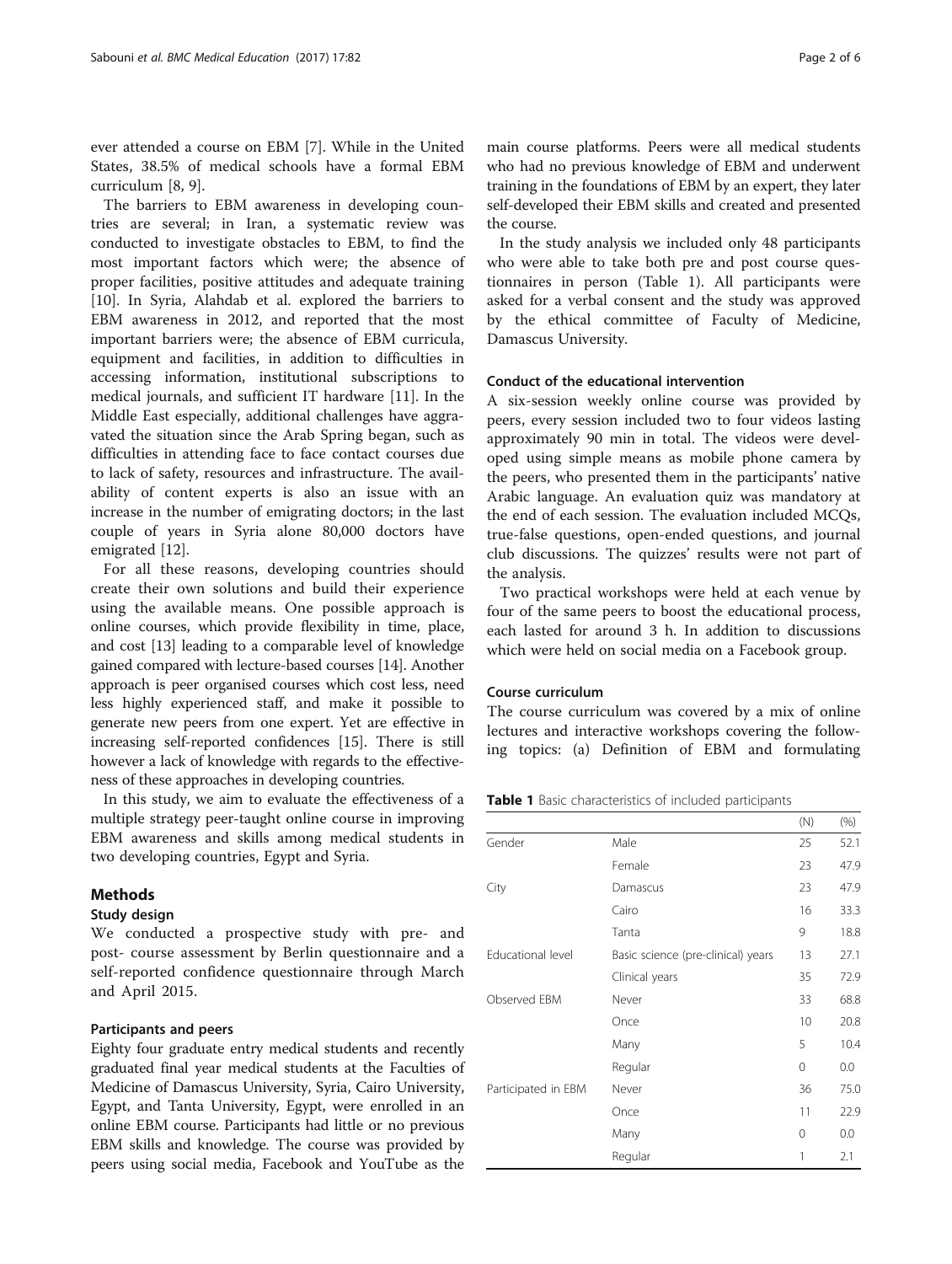ever attended a course on EBM [7]. While in the United States, 38.5% of medical schools have a formal EBM curriculum [8, 9].

The barriers to EBM awareness in developing countries are several; in Iran, a systematic review was conducted to investigate obstacles to EBM, to find the most important factors which were; the absence of proper facilities, positive attitudes and adequate training [10]. In Syria, Alahdab et al. explored the barriers to EBM awareness in 2012, and reported that the most important barriers were; the absence of EBM curricula, equipment and facilities, in addition to difficulties in accessing information, institutional subscriptions to medical journals, and sufficient IT hardware [11]. In the Middle East especially, additional challenges have aggravated the situation since the Arab Spring began, such as difficulties in attending face to face contact courses due to lack of safety, resources and infrastructure. The availability of content experts is also an issue with an increase in the number of emigrating doctors; in the last couple of years in Syria alone 80,000 doctors have emigrated [12].

For all these reasons, developing countries should create their own solutions and build their experience using the available means. One possible approach is online courses, which provide flexibility in time, place, and cost [13] leading to a comparable level of knowledge gained compared with lecture-based courses [14]. Another approach is peer organised courses which cost less, need less highly experienced staff, and make it possible to generate new peers from one expert. Yet are effective in increasing self-reported confidences [15]. There is still however a lack of knowledge with regards to the effectiveness of these approaches in developing countries.

In this study, we aim to evaluate the effectiveness of a multiple strategy peer-taught online course in improving EBM awareness and skills among medical students in two developing countries, Egypt and Syria.

## Methods

### Study design

We conducted a prospective study with pre- and post- course assessment by Berlin questionnaire and a self-reported confidence questionnaire through March and April 2015.

### Participants and peers

Eighty four graduate entry medical students and recently graduated final year medical students at the Faculties of Medicine of Damascus University, Syria, Cairo University, Egypt, and Tanta University, Egypt, were enrolled in an online EBM course. Participants had little or no previous EBM skills and knowledge. The course was provided by peers using social media, Facebook and YouTube as the main course platforms. Peers were all medical students who had no previous knowledge of EBM and underwent training in the foundations of EBM by an expert, they later self-developed their EBM skills and created and presented the course.

In the study analysis we included only 48 participants who were able to take both pre and post course questionnaires in person (Table 1). All participants were asked for a verbal consent and the study was approved by the ethical committee of Faculty of Medicine, Damascus University.

### Conduct of the educational intervention

A six-session weekly online course was provided by peers, every session included two to four videos lasting approximately 90 min in total. The videos were developed using simple means as mobile phone camera by the peers, who presented them in the participants' native Arabic language. An evaluation quiz was mandatory at the end of each session. The evaluation included MCQs, true-false questions, open-ended questions, and journal club discussions. The quizzes' results were not part of the analysis.

Two practical workshops were held at each venue by four of the same peers to boost the educational process, each lasted for around 3 h. In addition to discussions which were held on social media on a Facebook group.

### Course curriculum

The course curriculum was covered by a mix of online lectures and interactive workshops covering the following topics: (a) Definition of EBM and formulating

**Table 1** Basic characteristics of included participants

| | | (N) | (%) |
|---|---|---|---|
| Gender | Male | 25 | 52.1 |
| | Female | 23 | 47.9 |
| City | Damascus | 23 | 47.9 |
| | Cairo | 16 | 33.3 |
| | Tanta | 9 | 18.8 |
| Educational level | Basic science (pre-clinical) years | 13 | 27.1 |
| | Clinical years | 35 | 72.9 |
| Observed EBM | Never | 33 | 68.8 |
| | Once | 10 | 20.8 |
| | Many | 5 | 10.4 |
| | Regular | 0 | 0.0 |
| Participated in EBM | Never | 36 | 75.0 |
| | Once | 11 | 22.9 |
| | Many | 0 | 0.0 |
| | Regular | 1 | 2.1 |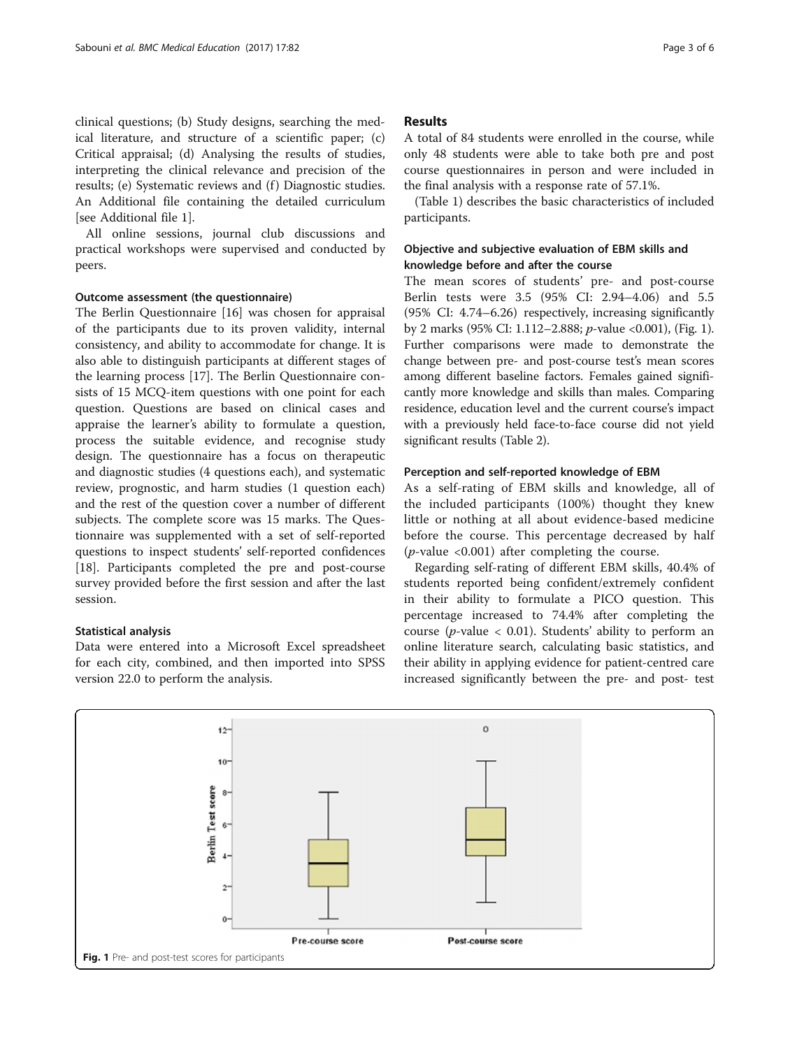clinical questions; (b) Study designs, searching the medical literature, and structure of a scientific paper; (c) Critical appraisal; (d) Analysing the results of studies, interpreting the clinical relevance and precision of the results; (e) Systematic reviews and (f) Diagnostic studies. An Additional file containing the detailed curriculum [see Additional file 1].

All online sessions, journal club discussions and practical workshops were supervised and conducted by peers.

### Outcome assessment (the questionnaire)

The Berlin Questionnaire [16] was chosen for appraisal of the participants due to its proven validity, internal consistency, and ability to accommodate for change. It is also able to distinguish participants at different stages of the learning process [17]. The Berlin Questionnaire consists of 15 MCQ-item questions with one point for each question. Questions are based on clinical cases and appraise the learner's ability to formulate a question, process the suitable evidence, and recognise study design. The questionnaire has a focus on therapeutic and diagnostic studies (4 questions each), and systematic review, prognostic, and harm studies (1 question each) and the rest of the question cover a number of different subjects. The complete score was 15 marks. The Questionnaire was supplemented with a set of self-reported questions to inspect students' self-reported confidences [18]. Participants completed the pre and post-course survey provided before the first session and after the last session.

### Statistical analysis

Data were entered into a Microsoft Excel spreadsheet for each city, combined, and then imported into SPSS version 22.0 to perform the analysis.

## Results

A total of 84 students were enrolled in the course, while only 48 students were able to take both pre and post course questionnaires in person and were included in the final analysis with a response rate of 57.1%.

(Table 1) describes the basic characteristics of included participants.

### Objective and subjective evaluation of EBM skills and knowledge before and after the course

The mean scores of students' pre- and post-course Berlin tests were 3.5 (95% CI: 2.94–4.06) and 5.5 (95% CI: 4.74–6.26) respectively, increasing significantly by 2 marks (95% CI: 1.112–2.888; $p$-value <0.001), (Fig. 1). Further comparisons were made to demonstrate the change between pre- and post-course test's mean scores among different baseline factors. Females gained significantly more knowledge and skills than males. Comparing residence, education level and the current course's impact with a previously held face-to-face course did not yield significant results (Table 2).

### Perception and self-reported knowledge of EBM

As a self-rating of EBM skills and knowledge, all of the included participants (100%) thought they knew little or nothing at all about evidence-based medicine before the course. This percentage decreased by half ($p$-value <0.001) after completing the course.

Regarding self-rating of different EBM skills, 40.4% of students reported being confident/extremely confident in their ability to formulate a PICO question. This percentage increased to 74.4% after completing the course ($p$-value < 0.01). Students' ability to perform an online literature search, calculating basic statistics, and their ability in applying evidence for patient-centred care increased significantly between the pre- and post- test

**Fig. 1** Pre- and post-test scores for participants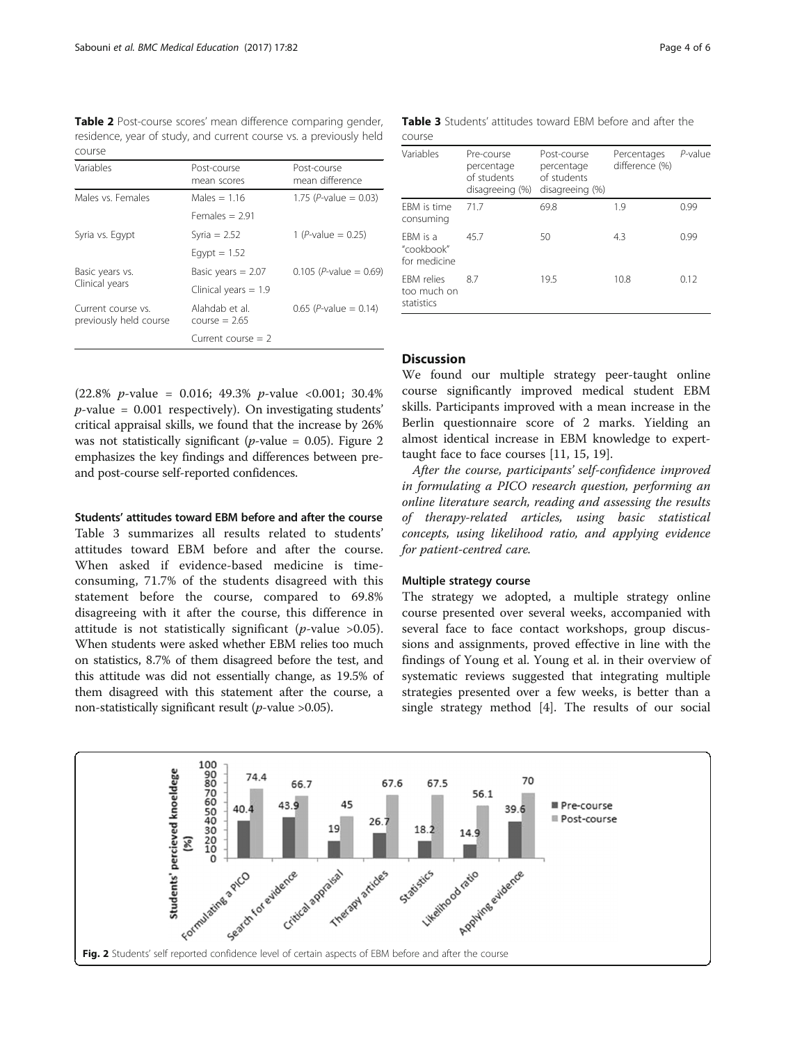**Table 2** Post-course scores' mean difference comparing gender, residence, year of study, and current course vs. a previously held course

| Variables | Post-course mean scores | Post-course mean difference |
|---|---|---|
| Males vs. Females | Males = 1.16 | 1.75 (*P*-value = 0.03) |
| | Females = 2.91 | |
| Syria vs. Egypt | Syria = 2.52 | 1 (*P*-value = 0.25) |
| | Egypt = 1.52 | |
| Basic years vs. Clinical years | Basic years = 2.07 | 0.105 (*P*-value = 0.69) |
| | Clinical years = 1.9 | |
| Current course vs. previously held course | Alahdab et al. course = 2.65 | 0.65 (*P*-value = 0.14) |
| | Current course = 2 | |

(22.8% *p*-value = 0.016; 49.3% *p*-value <0.001; 30.4% *p*-value = 0.001 respectively). On investigating students' critical appraisal skills, we found that the increase by 26% was not statistically significant (*p*-value = 0.05). Figure 2 emphasizes the key findings and differences between pre- and post-course self-reported confidences.

### Students' attitudes toward EBM before and after the course

Table 3 summarizes all results related to students' attitudes toward EBM before and after the course. When asked if evidence-based medicine is time-consuming, 71.7% of the students disagreed with this statement before the course, compared to 69.8% disagreeing with it after the course, this difference in attitude is not statistically significant (*p*-value >0.05). When students were asked whether EBM relies too much on statistics, 8.7% of them disagreed before the test, and this attitude was did not essentially change, as 19.5% of them disagreed with this statement after the course, a non-statistically significant result (*p*-value >0.05).

**Table 3** Students' attitudes toward EBM before and after the course

| Variables | Pre-course percentage of students disagreeing (%) | Post-course percentage of students disagreeing (%) | Percentages difference (%) | *P*-value |
|---|---|---|---|---|
| EBM is time consuming | 71.7 | 69.8 | 1.9 | 0.99 |
| EBM is a "cookbook" for medicine | 45.7 | 50 | 4.3 | 0.99 |
| EBM relies too much on statistics | 8.7 | 19.5 | 10.8 | 0.12 |

## Discussion

We found our multiple strategy peer-taught online course significantly improved medical student EBM skills. Participants improved with a mean increase in the Berlin questionnaire score of 2 marks. Yielding an almost identical increase in EBM knowledge to expert-taught face to face courses [11, 15, 19].

*After the course, participants' self-confidence improved in formulating a PICO research question, performing an online literature search, reading and assessing the results of therapy-related articles, using basic statistical concepts, using likelihood ratio, and applying evidence for patient-centred care.*

### Multiple strategy course

The strategy we adopted, a multiple strategy online course presented over several weeks, accompanied with several face to face contact workshops, group discussions and assignments, proved effective in line with the findings of Young et al. Young et al. in their overview of systematic reviews suggested that integrating multiple strategies presented over a few weeks, is better than a single strategy method [4]. The results of our social

**Fig. 2** Students' self reported confidence level of certain aspects of EBM before and after the course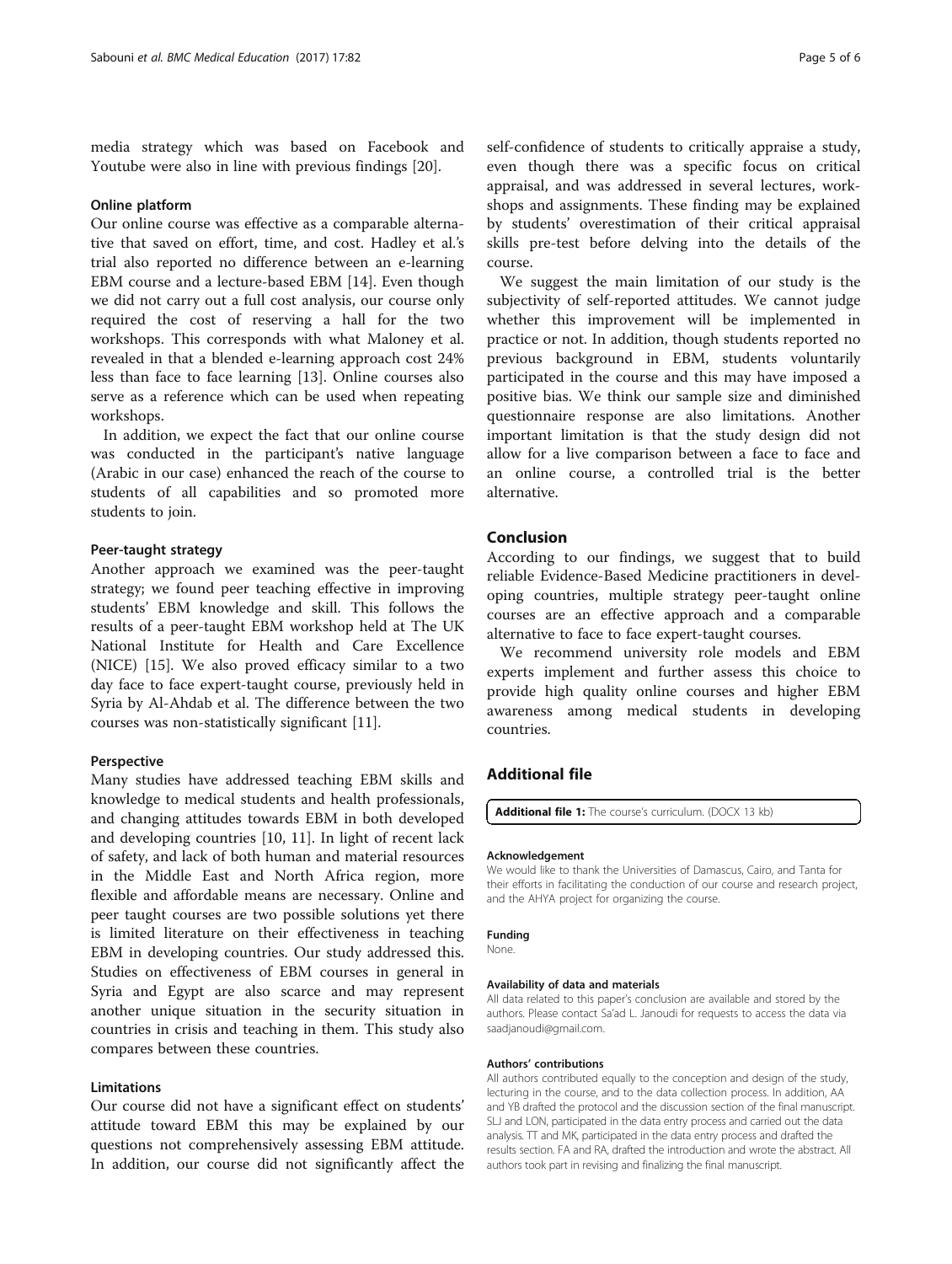media strategy which was based on Facebook and Youtube were also in line with previous findings [20].

### Online platform

Our online course was effective as a comparable alternative that saved on effort, time, and cost. Hadley et al.'s trial also reported no difference between an e-learning EBM course and a lecture-based EBM [14]. Even though we did not carry out a full cost analysis, our course only required the cost of reserving a hall for the two workshops. This corresponds with what Maloney et al. revealed in that a blended e-learning approach cost 24% less than face to face learning [13]. Online courses also serve as a reference which can be used when repeating workshops.

In addition, we expect the fact that our online course was conducted in the participant's native language (Arabic in our case) enhanced the reach of the course to students of all capabilities and so promoted more students to join.

### Peer-taught strategy

Another approach we examined was the peer-taught strategy; we found peer teaching effective in improving students' EBM knowledge and skill. This follows the results of a peer-taught EBM workshop held at The UK National Institute for Health and Care Excellence (NICE) [15]. We also proved efficacy similar to a two day face to face expert-taught course, previously held in Syria by Al-Ahdab et al. The difference between the two courses was non-statistically significant [11].

### Perspective

Many studies have addressed teaching EBM skills and knowledge to medical students and health professionals, and changing attitudes towards EBM in both developed and developing countries [10, 11]. In light of recent lack of safety, and lack of both human and material resources in the Middle East and North Africa region, more flexible and affordable means are necessary. Online and peer taught courses are two possible solutions yet there is limited literature on their effectiveness in teaching EBM in developing countries. Our study addressed this. Studies on effectiveness of EBM courses in general in Syria and Egypt are also scarce and may represent another unique situation in the security situation in countries in crisis and teaching in them. This study also compares between these countries.

### Limitations

Our course did not have a significant effect on students' attitude toward EBM this may be explained by our questions not comprehensively assessing EBM attitude. In addition, our course did not significantly affect the self-confidence of students to critically appraise a study, even though there was a specific focus on critical appraisal, and was addressed in several lectures, workshops and assignments. These finding may be explained by students' overestimation of their critical appraisal skills pre-test before delving into the details of the course.

We suggest the main limitation of our study is the subjectivity of self-reported attitudes. We cannot judge whether this improvement will be implemented in practice or not. In addition, though students reported no previous background in EBM, students voluntarily participated in the course and this may have imposed a positive bias. We think our sample size and diminished questionnaire response are also limitations. Another important limitation is that the study design did not allow for a live comparison between a face to face and an online course, a controlled trial is the better alternative.

## Conclusion

According to our findings, we suggest that to build reliable Evidence-Based Medicine practitioners in developing countries, multiple strategy peer-taught online courses are an effective approach and a comparable alternative to face to face expert-taught courses.

We recommend university role models and EBM experts implement and further assess this choice to provide high quality online courses and higher EBM awareness among medical students in developing countries.

## Additional file

**Additional file 1:** The course's curriculum. (DOCX 13 kb)

#### Acknowledgement

We would like to thank the Universities of Damascus, Cairo, and Tanta for their efforts in facilitating the conduction of our course and research project, and the AHYA project for organizing the course.

#### Funding

None.

#### Availability of data and materials

All data related to this paper's conclusion are available and stored by the authors. Please contact Sa'ad L. Janoudi for requests to access the data via saadjanoudi@gmail.com.

#### Authors' contributions

All authors contributed equally to the conception and design of the study, lecturing in the course, and to the data collection process. In addition, AA and YB drafted the protocol and the discussion section of the final manuscript. SLJ and LON, participated in the data entry process and carried out the data analysis. TT and MK, participated in the data entry process and drafted the results section. FA and RA, drafted the introduction and wrote the abstract. All authors took part in revising and finalizing the final manuscript.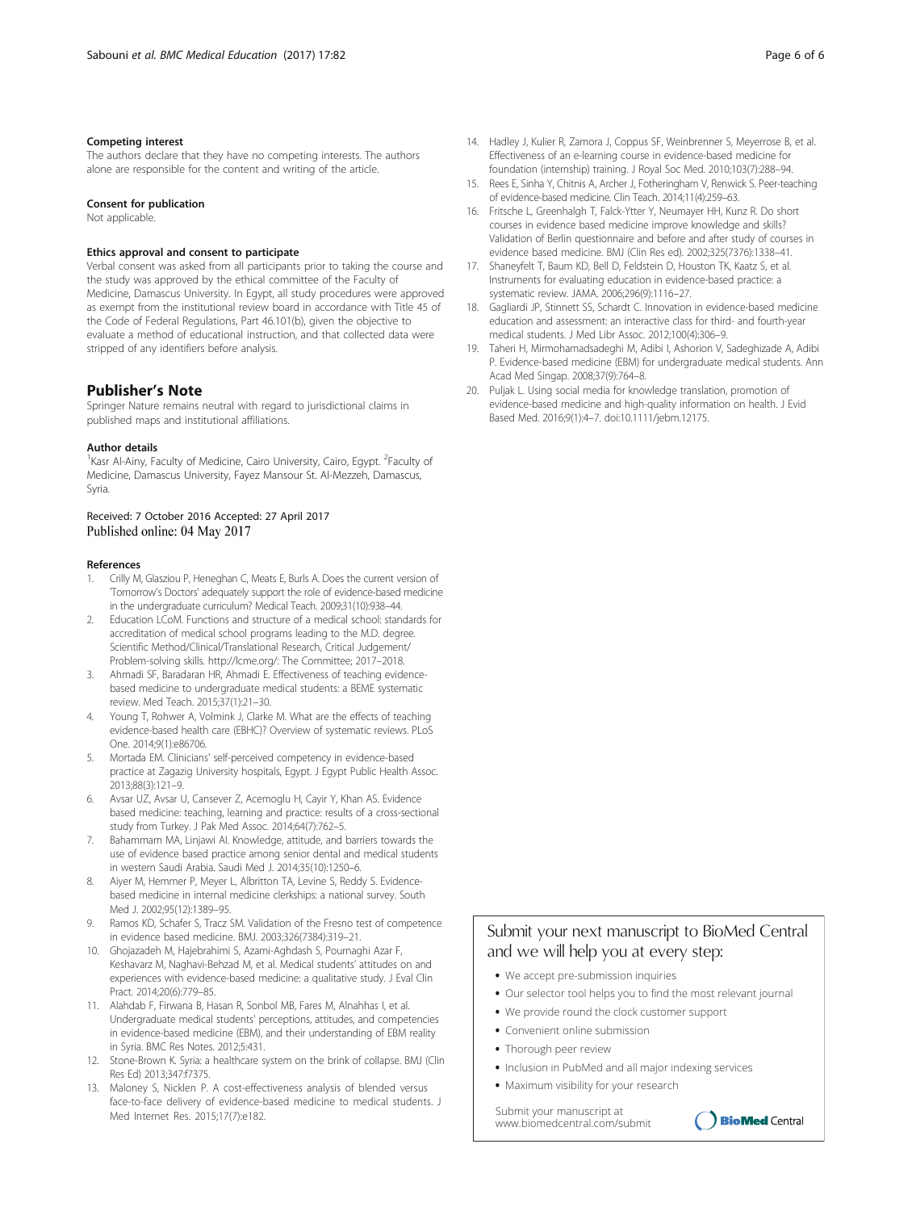#### Competing interest

The authors declare that they have no competing interests. The authors alone are responsible for the content and writing of the article.

#### Consent for publication

Not applicable.

#### Ethics approval and consent to participate

Verbal consent was asked from all participants prior to taking the course and the study was approved by the ethical committee of the Faculty of Medicine, Damascus University. In Egypt, all study procedures were approved as exempt from the institutional review board in accordance with Title 45 of the Code of Federal Regulations, Part 46.101(b), given the objective to evaluate a method of educational instruction, and that collected data were stripped of any identifiers before analysis.

## Publisher's Note

Springer Nature remains neutral with regard to jurisdictional claims in published maps and institutional affiliations.

#### Author details

[1]Kasr Al-Ainy, Faculty of Medicine, Cairo University, Cairo, Egypt. [2]Faculty of Medicine, Damascus University, Fayez Mansour St. Al-Mezzeh, Damascus, Syria.

Received: 7 October 2016 Accepted: 27 April 2017
Published online: 04 May 2017

#### References

1. Crilly M, Glasziou P, Heneghan C, Meats E, Burls A. Does the current version of 'Tomorrow's Doctors' adequately support the role of evidence-based medicine in the undergraduate curriculum? Medical Teach. 2009;31(10):938–44.
2. Education LCoM. Functions and structure of a medical school: standards for accreditation of medical school programs leading to the M.D. degree. Scientific Method/Clinical/Translational Research, Critical Judgement/ Problem-solving skills. http://lcme.org/: The Committee; 2017–2018.
3. Ahmadi SF, Baradaran HR, Ahmadi E. Effectiveness of teaching evidence-based medicine to undergraduate medical students: a BEME systematic review. Med Teach. 2015;37(1):21–30.
4. Young T, Rohwer A, Volmink J, Clarke M. What are the effects of teaching evidence-based health care (EBHC)? Overview of systematic reviews. PLoS One. 2014;9(1):e86706.
5. Mortada EM. Clinicians' self-perceived competency in evidence-based practice at Zagazig University hospitals, Egypt. J Egypt Public Health Assoc. 2013;88(3):121–9.
6. Avsar UZ, Avsar U, Cansever Z, Acemoglu H, Cayir Y, Khan AS. Evidence based medicine: teaching, learning and practice: results of a cross-sectional study from Turkey. J Pak Med Assoc. 2014;64(7):762–5.
7. Bahammam MA, Linjawi AI. Knowledge, attitude, and barriers towards the use of evidence based practice among senior dental and medical students in western Saudi Arabia. Saudi Med J. 2014;35(10):1250–6.
8. Aiyer M, Hemmer P, Meyer L, Albritton TA, Levine S, Reddy S. Evidence-based medicine in internal medicine clerkships: a national survey. South Med J. 2002;95(12):1389–95.
9. Ramos KD, Schafer S, Tracz SM. Validation of the Fresno test of competence in evidence based medicine. BMJ. 2003;326(7384):319–21.
10. Ghojazadeh M, Hajebrahimi S, Azami-Aghdash S, Pournaghi Azar F, Keshavarz M, Naghavi-Behzad M, et al. Medical students' attitudes on and experiences with evidence-based medicine: a qualitative study. J Eval Clin Pract. 2014;20(6):779–85.
11. Alahdab F, Firwana B, Hasan R, Sonbol MB, Fares M, Alnahhas I, et al. Undergraduate medical students' perceptions, attitudes, and competencies in evidence-based medicine (EBM), and their understanding of EBM reality in Syria. BMC Res Notes. 2012;5:431.
12. Stone-Brown K. Syria: a healthcare system on the brink of collapse. BMJ (Clin Res Ed) 2013;347:f7375.
13. Maloney S, Nicklen P. A cost-effectiveness analysis of blended versus face-to-face delivery of evidence-based medicine to medical students. J Med Internet Res. 2015;17(7):e182.
14. Hadley J, Kulier R, Zamora J, Coppus SF, Weinbrenner S, Meyerrose B, et al. Effectiveness of an e-learning course in evidence-based medicine for foundation (internship) training. J Royal Soc Med. 2010;103(7):288–94.
15. Rees E, Sinha Y, Chitnis A, Archer J, Fotheringham V, Renwick S. Peer-teaching of evidence-based medicine. Clin Teach. 2014;11(4):259–63.
16. Fritsche L, Greenhalgh T, Falck-Ytter Y, Neumayer HH, Kunz R. Do short courses in evidence based medicine improve knowledge and skills? Validation of Berlin questionnaire and before and after study of courses in evidence based medicine. BMJ (Clin Res ed). 2002;325(7376):1338–41.
17. Shaneyfelt T, Baum KD, Bell D, Feldstein D, Houston TK, Kaatz S, et al. Instruments for evaluating education in evidence-based practice: a systematic review. JAMA. 2006;296(9):1116–27.
18. Gagliardi JP, Stinnett SS, Schardt C. Innovation in evidence-based medicine education and assessment: an interactive class for third- and fourth-year medical students. J Med Libr Assoc. 2012;100(4):306–9.
19. Taheri H, Mirmohamadsadeghi M, Adibi I, Ashorion V, Sadeghizade A, Adibi P. Evidence-based medicine (EBM) for undergraduate medical students. Ann Acad Med Singap. 2008;37(9):764–8.
20. Puljak L. Using social media for knowledge translation, promotion of evidence-based medicine and high-quality information on health. J Evid Based Med. 2016;9(1):4–7. doi:10.1111/jebm.12175.

Submit your next manuscript to BioMed Central and we will help you at every step:

- We accept pre-submission inquiries
- Our selector tool helps you to find the most relevant journal
- We provide round the clock customer support
- Convenient online submission
- Thorough peer review
- Inclusion in PubMed and all major indexing services
- Maximum visibility for your research

Submit your manuscript at
www.biomedcentral.com/submit

BioMed Central